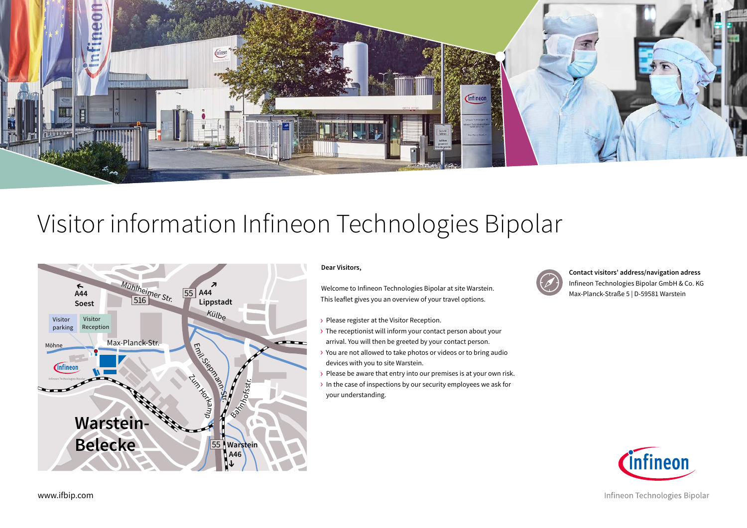# Visitor information Infineon Technologies Bipolar

**Dear Visitors,**

Welcome to Infineon Technologies Bipolar at site Warstein. This leaflet gives you an overview of your travel options.

- Please register at the Visitor Reception.
- The receptionist will inform your contact person about your arrival. You will then be greeted by your contact person.
- You are not allowed to take photos or videos or to bring audio devices with you to site Warstein.
- Please be aware that entry into our premises is at your own risk.
- In the case of inspections by our security employees we ask for your understanding.

**Contact visitors' address/navigation adress**
Infineon Technologies Bipolar GmbH & Co. KG
Max-Planck-Straße 5 | D-59581 Warstein

www.ifbip.com

Infineon Technologies Bipolar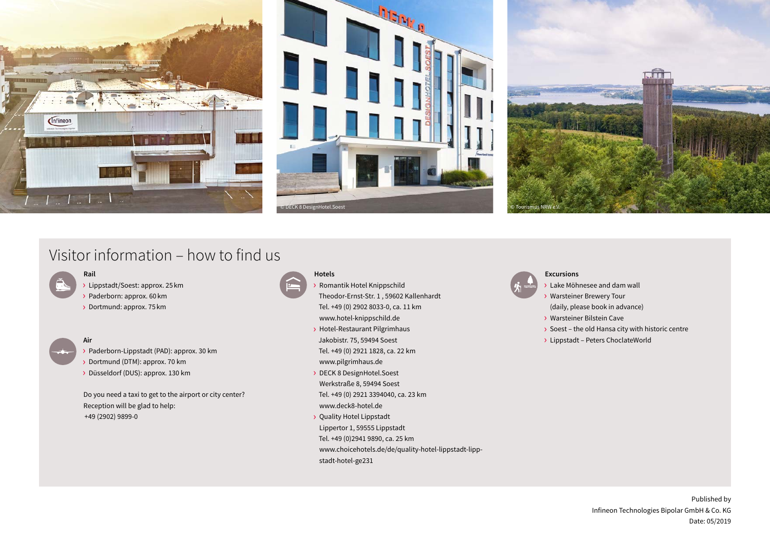© DECK 8 DesignHotel.Soest

© Tourismus NRW e.V.

# Visitor information – how to find us

### Rail

- Lippstadt/Soest: approx. 25 km
- Paderborn: approx. 60 km
- Dortmund: approx. 75 km

### Air

- Paderborn-Lippstadt (PAD): approx. 30 km
- Dortmund (DTM): approx. 70 km
- Düsseldorf (DUS): approx. 130 km

Do you need a taxi to get to the airport or city center? Reception will be glad to help: +49 (2902) 9899-0

### Hotels

- Romantik Hotel Knippschild
  Theodor-Ernst-Str. 1 , 59602 Kallenhardt
  Tel. +49 (0) 2902 8033-0, ca. 11 km
  www.hotel-knippschild.de
- Hotel-Restaurant Pilgrimhaus
  Jakobistr. 75, 59494 Soest
  Tel. +49 (0) 2921 1828, ca. 22 km
  www.pilgrimhaus.de
- DECK 8 DesignHotel.Soest
  Werkstraße 8, 59494 Soest
  Tel. +49 (0) 2921 3394040, ca. 23 km
  www.deck8-hotel.de
- Quality Hotel Lippstadt
  Lippertor 1, 59555 Lippstadt
  Tel. +49 (0)2941 9890, ca. 25 km
  www.choicehotels.de/de/quality-hotel-lippstadt-lippstadt-hotel-ge231

### Excursions

- Lake Möhnesee and dam wall
- Warsteiner Brewery Tour (daily, please book in advance)
- Warsteiner Bilstein Cave
- Soest – the old Hansa city with historic centre
- Lippstadt – Peters ChoclateWorld

Published by
Infineon Technologies Bipolar GmbH & Co. KG
Date: 05/2019